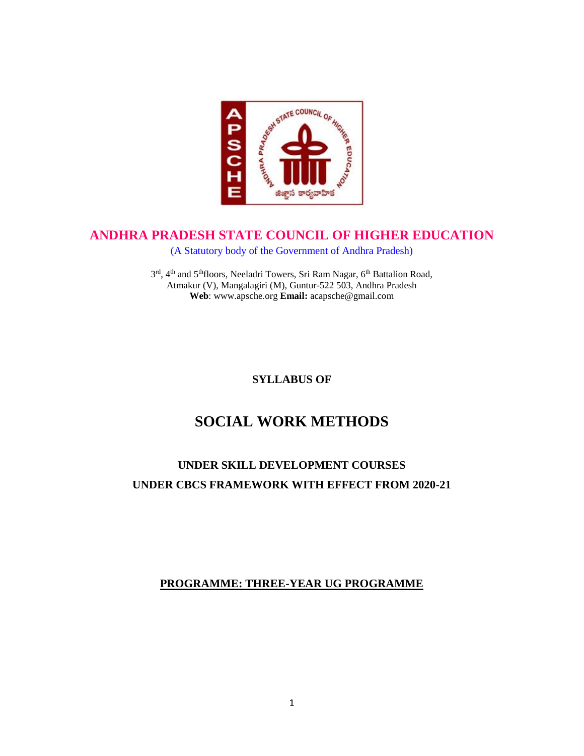# ANDHRA PRADESH STATE COUNCIL OF HIGHER EDUCATION

(A Statutory body of the Government of Andhra Pradesh)

3rd, 4th and 5th floors, Neeladri Towers, Sri Ram Nagar, 6th Battalion Road, Atmakur (V), Mangalagiri (M), Guntur-522 503, Andhra Pradesh
**Web**: www.apsche.org **Email:** acapsche@gmail.com

**SYLLABUS OF**

# SOCIAL WORK METHODS

**UNDER SKILL DEVELOPMENT COURSES**

**UNDER CBCS FRAMEWORK WITH EFFECT FROM 2020-21**

**PROGRAMME: THREE-YEAR UG PROGRAMME**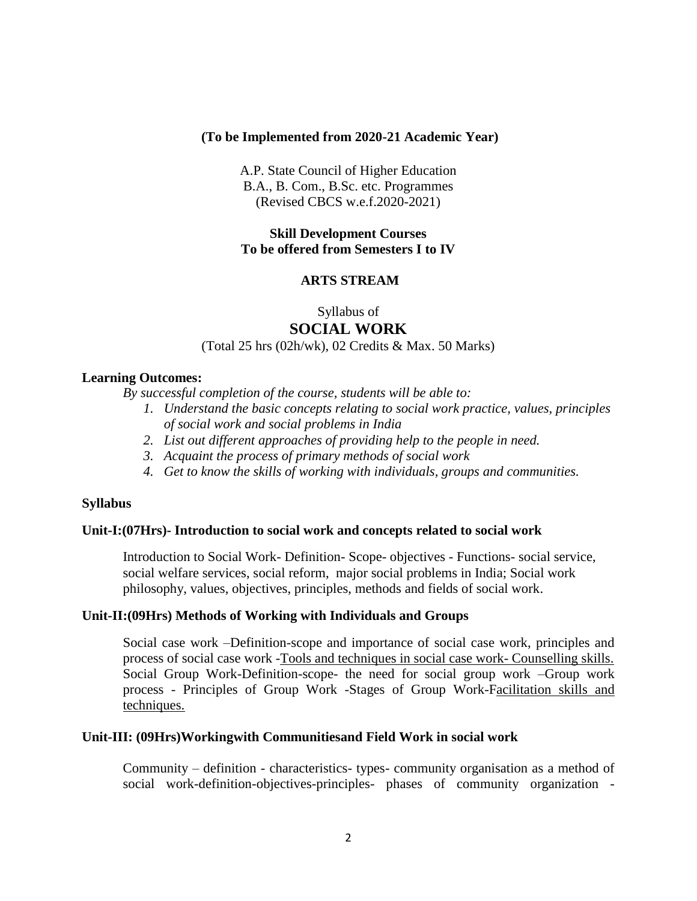**(To be Implemented from 2020-21 Academic Year)**

A.P. State Council of Higher Education
B.A., B. Com., B.Sc. etc. Programmes
(Revised CBCS w.e.f.2020-2021)

**Skill Development Courses**
**To be offered from Semesters I to IV**

**ARTS STREAM**

Syllabus of

# SOCIAL WORK

(Total 25 hrs (02h/wk), 02 Credits & Max. 50 Marks)

**Learning Outcomes:**

*By successful completion of the course, students will be able to:*

1. *Understand the basic concepts relating to social work practice, values, principles of social work and social problems in India*
2. *List out different approaches of providing help to the people in need.*
3. *Acquaint the process of primary methods of social work*
4. *Get to know the skills of working with individuals, groups and communities.*

**Syllabus**

**Unit-I:(07Hrs)- Introduction to social work and concepts related to social work**

Introduction to Social Work- Definition- Scope- objectives - Functions- social service, social welfare services, social reform, major social problems in India; Social work philosophy, values, objectives, principles, methods and fields of social work.

**Unit-II:(09Hrs) Methods of Working with Individuals and Groups**

Social case work –Definition-scope and importance of social case work, principles and process of social case work -Tools and techniques in social case work- Counselling skills. Social Group Work-Definition-scope- the need for social group work –Group work process - Principles of Group Work -Stages of Group Work-Facilitation skills and techniques.

**Unit-III: (09Hrs)Workingwith Communitiesand Field Work in social work**

Community – definition - characteristics- types- community organisation as a method of social work-definition-objectives-principles- phases of community organization -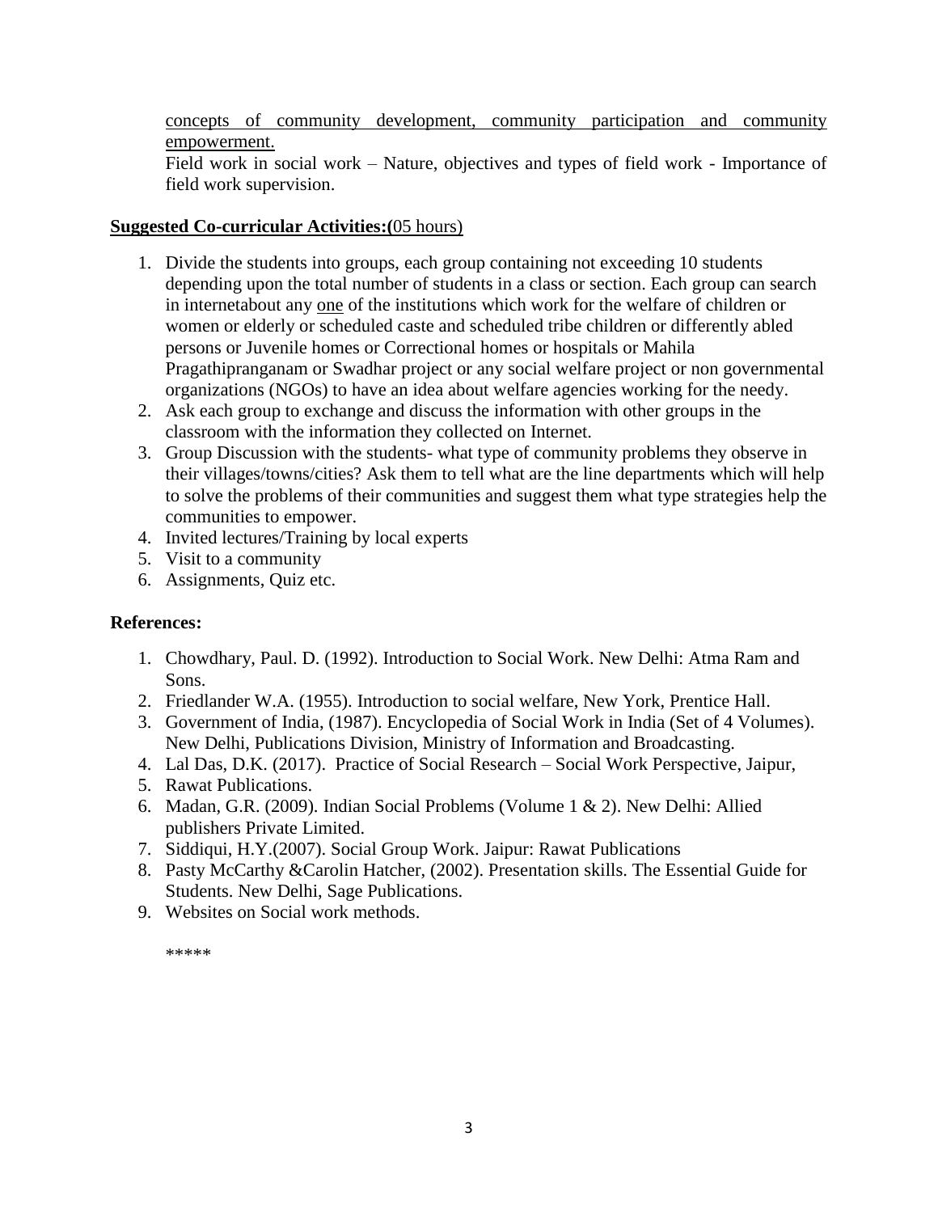concepts of community development, community participation and community empowerment.

Field work in social work – Nature, objectives and types of field work - Importance of field work supervision.

**Suggested Co-curricular Activities:(**05 hours)

1. Divide the students into groups, each group containing not exceeding 10 students depending upon the total number of students in a class or section. Each group can search in internetabout any one of the institutions which work for the welfare of children or women or elderly or scheduled caste and scheduled tribe children or differently abled persons or Juvenile homes or Correctional homes or hospitals or Mahila Pragathipranganam or Swadhar project or any social welfare project or non governmental organizations (NGOs) to have an idea about welfare agencies working for the needy.
2. Ask each group to exchange and discuss the information with other groups in the classroom with the information they collected on Internet.
3. Group Discussion with the students- what type of community problems they observe in their villages/towns/cities? Ask them to tell what are the line departments which will help to solve the problems of their communities and suggest them what type strategies help the communities to empower.
4. Invited lectures/Training by local experts
5. Visit to a community
6. Assignments, Quiz etc.

**References:**

1. Chowdhary, Paul. D. (1992). Introduction to Social Work. New Delhi: Atma Ram and Sons.
2. Friedlander W.A. (1955). Introduction to social welfare, New York, Prentice Hall.
3. Government of India, (1987). Encyclopedia of Social Work in India (Set of 4 Volumes). New Delhi, Publications Division, Ministry of Information and Broadcasting.
4. Lal Das, D.K. (2017). Practice of Social Research – Social Work Perspective, Jaipur,
5. Rawat Publications.
6. Madan, G.R. (2009). Indian Social Problems (Volume 1 & 2). New Delhi: Allied publishers Private Limited.
7. Siddiqui, H.Y.(2007). Social Group Work. Jaipur: Rawat Publications
8. Pasty McCarthy &Carolin Hatcher, (2002). Presentation skills. The Essential Guide for Students. New Delhi, Sage Publications.
9. Websites on Social work methods.

*****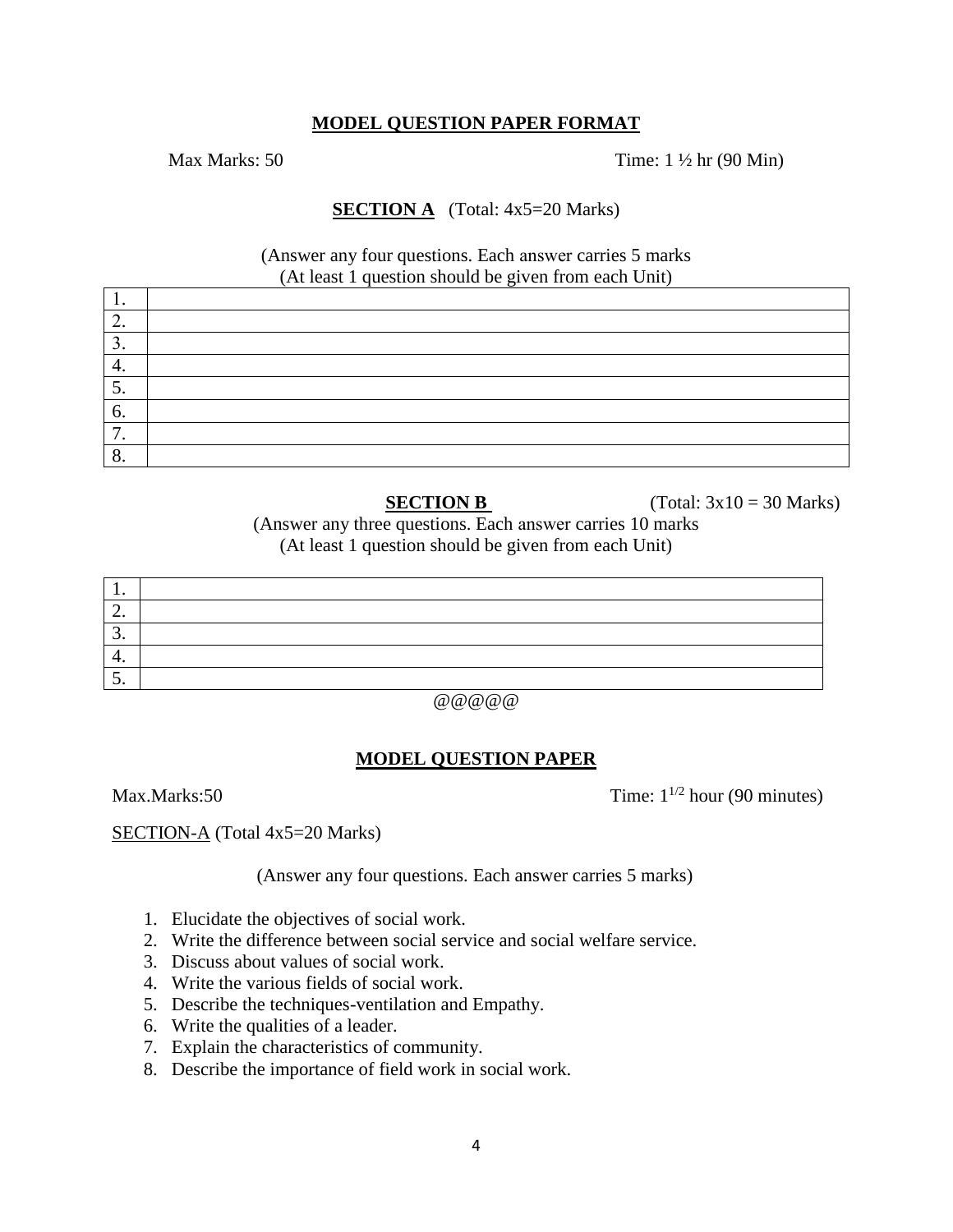## MODEL QUESTION PAPER FORMAT

Max Marks: 50 Time: 1 ½ hr (90 Min)

**SECTION A** (Total: 4x5=20 Marks)

(Answer any four questions. Each answer carries 5 marks
(At least 1 question should be given from each Unit)

| | |
|---|---|
| 1. | |
| 2. | |
| 3. | |
| 4. | |
| 5. | |
| 6. | |
| 7. | |
| 8. | |

**SECTION B** (Total: 3x10 = 30 Marks)

(Answer any three questions. Each answer carries 10 marks
(At least 1 question should be given from each Unit)

| | |
|---|---|
| 1. | |
| 2. | |
| 3. | |
| 4. | |
| 5. | |

@@@@@

## MODEL QUESTION PAPER

Max.Marks:50 Time: $1^{1/2}$ hour (90 minutes)

SECTION-A (Total 4x5=20 Marks)

(Answer any four questions. Each answer carries 5 marks)

1. Elucidate the objectives of social work.
2. Write the difference between social service and social welfare service.
3. Discuss about values of social work.
4. Write the various fields of social work.
5. Describe the techniques-ventilation and Empathy.
6. Write the qualities of a leader.
7. Explain the characteristics of community.
8. Describe the importance of field work in social work.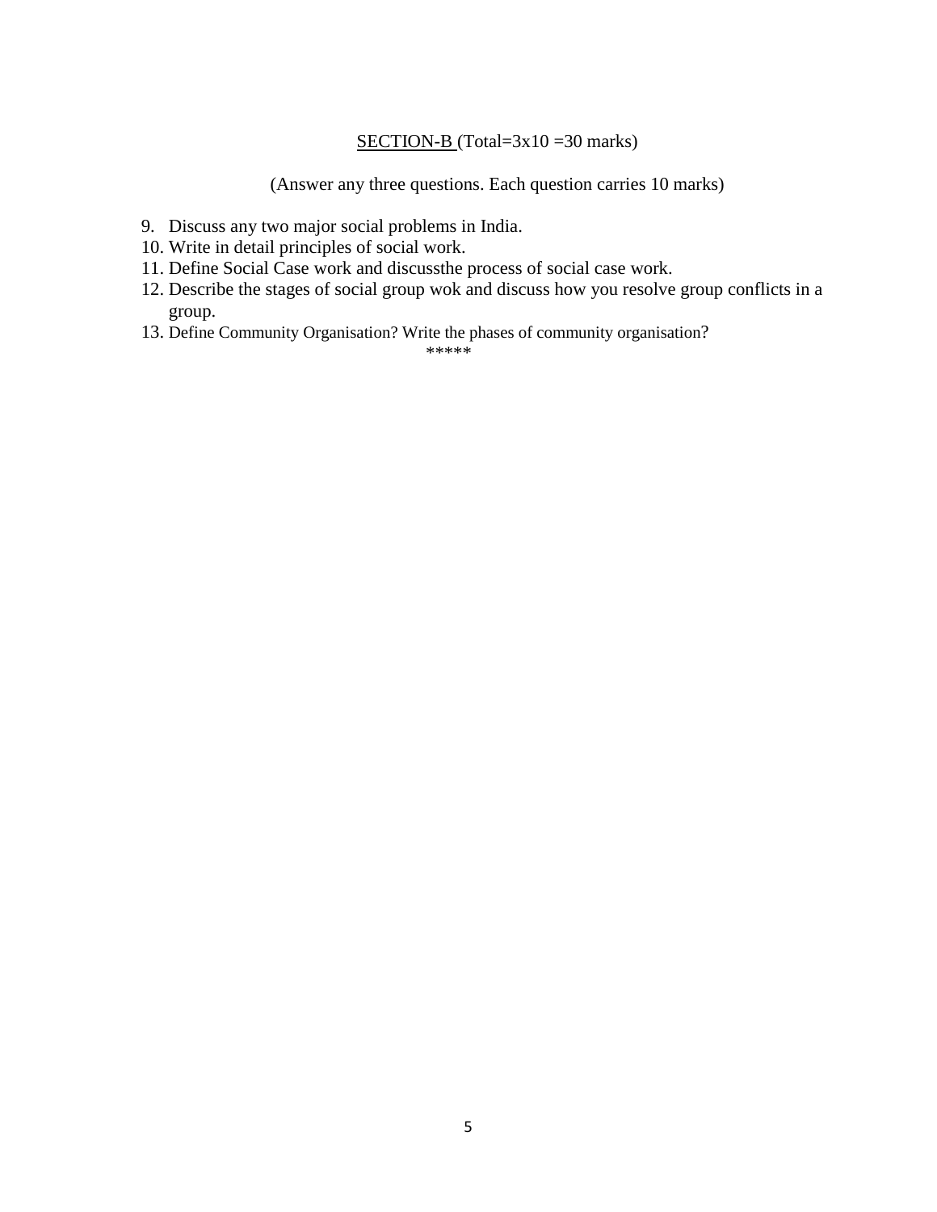<u>SECTION-B</u> (Total=3x10 =30 marks)

(Answer any three questions. Each question carries 10 marks)

9. Discuss any two major social problems in India.
10. Write in detail principles of social work.
11. Define Social Case work and discussthe process of social case work.
12. Describe the stages of social group wok and discuss how you resolve group conflicts in a group.
13. Define Community Organisation? Write the phases of community organisation?

*****